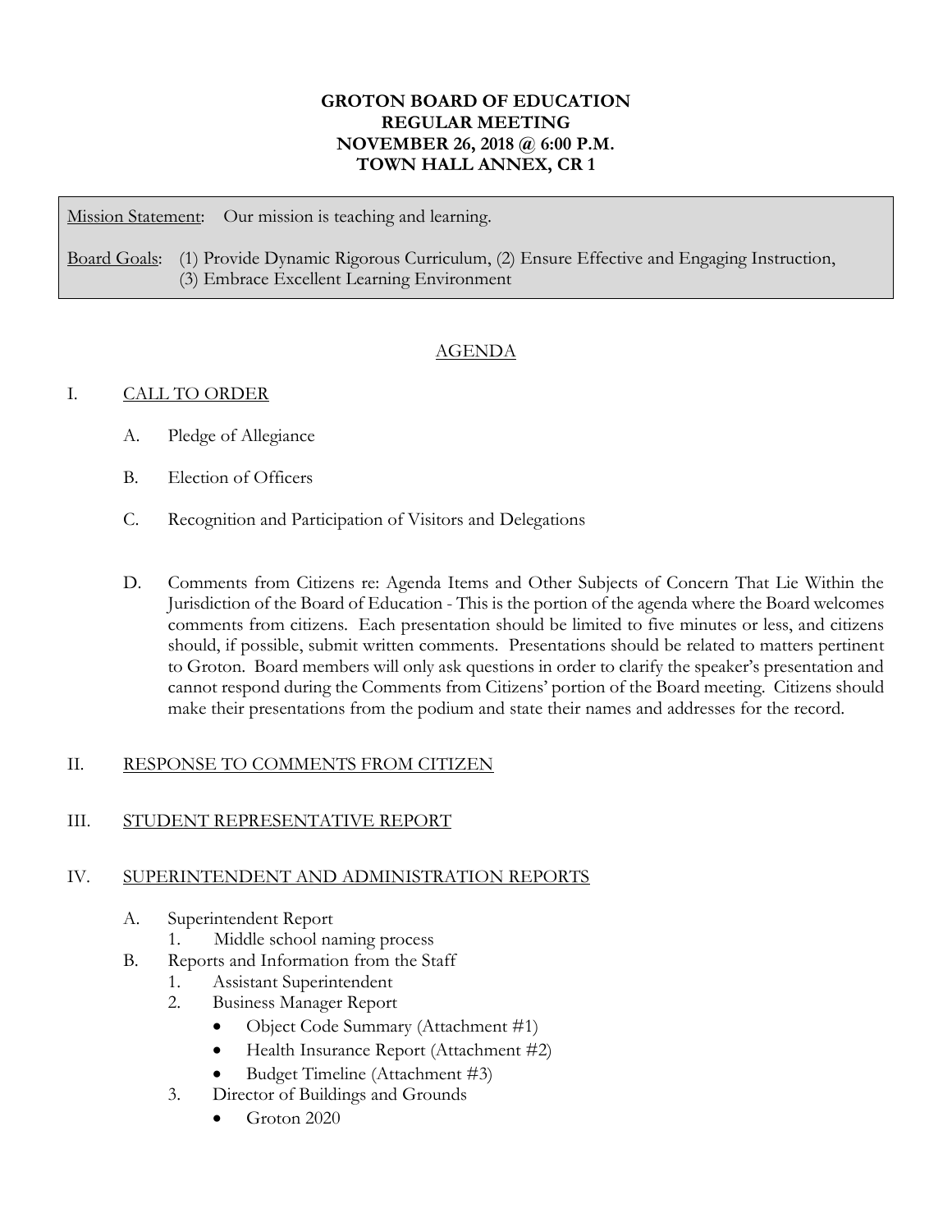# GROTON BOARD OF EDUCATION
## REGULAR MEETING
## NOVEMBER 26, 2018 @ 6:00 P.M.
## TOWN HALL ANNEX, CR 1

Mission Statement: Our mission is teaching and learning.

Board Goals: (1) Provide Dynamic Rigorous Curriculum, (2) Ensure Effective and Engaging Instruction, (3) Embrace Excellent Learning Environment

## AGENDA

I. CALL TO ORDER

A. Pledge of Allegiance

B. Election of Officers

C. Recognition and Participation of Visitors and Delegations

D. Comments from Citizens re: Agenda Items and Other Subjects of Concern That Lie Within the Jurisdiction of the Board of Education - This is the portion of the agenda where the Board welcomes comments from citizens. Each presentation should be limited to five minutes or less, and citizens should, if possible, submit written comments. Presentations should be related to matters pertinent to Groton. Board members will only ask questions in order to clarify the speaker's presentation and cannot respond during the Comments from Citizens' portion of the Board meeting. Citizens should make their presentations from the podium and state their names and addresses for the record.

II. RESPONSE TO COMMENTS FROM CITIZEN

III. STUDENT REPRESENTATIVE REPORT

IV. SUPERINTENDENT AND ADMINISTRATION REPORTS

A. Superintendent Report
   1. Middle school naming process

B. Reports and Information from the Staff
   1. Assistant Superintendent
   2. Business Manager Report
      - Object Code Summary (Attachment #1)
      - Health Insurance Report (Attachment #2)
      - Budget Timeline (Attachment #3)
   3. Director of Buildings and Grounds
      - Groton 2020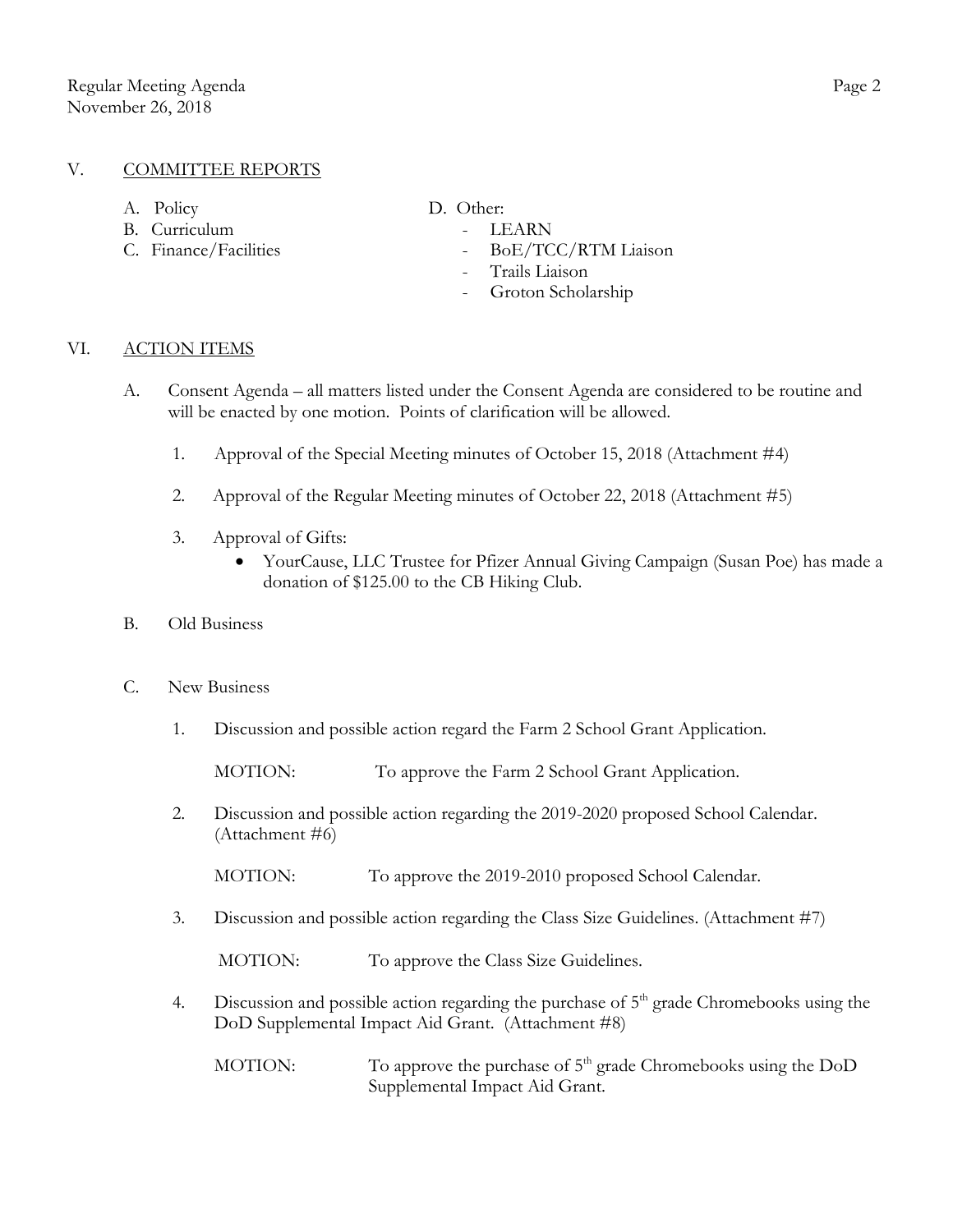## V. COMMITTEE REPORTS

A. Policy
B. Curriculum
C. Finance/Facilities
D. Other:
- LEARN
- BoE/TCC/RTM Liaison
- Trails Liaison
- Groton Scholarship

## VI. ACTION ITEMS

A. Consent Agenda – all matters listed under the Consent Agenda are considered to be routine and will be enacted by one motion. Points of clarification will be allowed.

1. Approval of the Special Meeting minutes of October 15, 2018 (Attachment #4)

2. Approval of the Regular Meeting minutes of October 22, 2018 (Attachment #5)

3. Approval of Gifts:
   - YourCause, LLC Trustee for Pfizer Annual Giving Campaign (Susan Poe) has made a donation of $125.00 to the CB Hiking Club.

B. Old Business

C. New Business

1. Discussion and possible action regard the Farm 2 School Grant Application.

   MOTION: To approve the Farm 2 School Grant Application.

2. Discussion and possible action regarding the 2019-2020 proposed School Calendar. (Attachment #6)

   MOTION: To approve the 2019-2010 proposed School Calendar.

3. Discussion and possible action regarding the Class Size Guidelines. (Attachment #7)

   MOTION: To approve the Class Size Guidelines.

4. Discussion and possible action regarding the purchase of 5th grade Chromebooks using the DoD Supplemental Impact Aid Grant. (Attachment #8)

   MOTION: To approve the purchase of 5th grade Chromebooks using the DoD Supplemental Impact Aid Grant.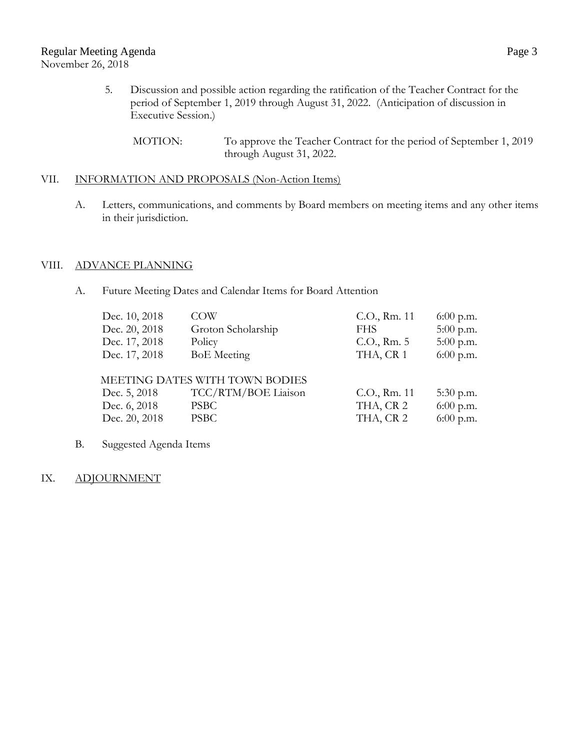5. Discussion and possible action regarding the ratification of the Teacher Contract for the period of September 1, 2019 through August 31, 2022. (Anticipation of discussion in Executive Session.)

   MOTION: To approve the Teacher Contract for the period of September 1, 2019 through August 31, 2022.

## VII. INFORMATION AND PROPOSALS (Non-Action Items)

A. Letters, communications, and comments by Board members on meeting items and any other items in their jurisdiction.

## VIII. ADVANCE PLANNING

A. Future Meeting Dates and Calendar Items for Board Attention

| | | | |
|---|---|---|---|
| Dec. 10, 2018 | COW | C.O., Rm. 11 | 6:00 p.m. |
| Dec. 20, 2018 | Groton Scholarship | FHS | 5:00 p.m. |
| Dec. 17, 2018 | Policy | C.O., Rm. 5 | 5:00 p.m. |
| Dec. 17, 2018 | BoE Meeting | THA, CR 1 | 6:00 p.m. |

MEETING DATES WITH TOWN BODIES

| | | | |
|---|---|---|---|
| Dec. 5, 2018 | TCC/RTM/BOE Liaison | C.O., Rm. 11 | 5:30 p.m. |
| Dec. 6, 2018 | PSBC | THA, CR 2 | 6:00 p.m. |
| Dec. 20, 2018 | PSBC | THA, CR 2 | 6:00 p.m. |

B. Suggested Agenda Items

## IX. ADJOURNMENT